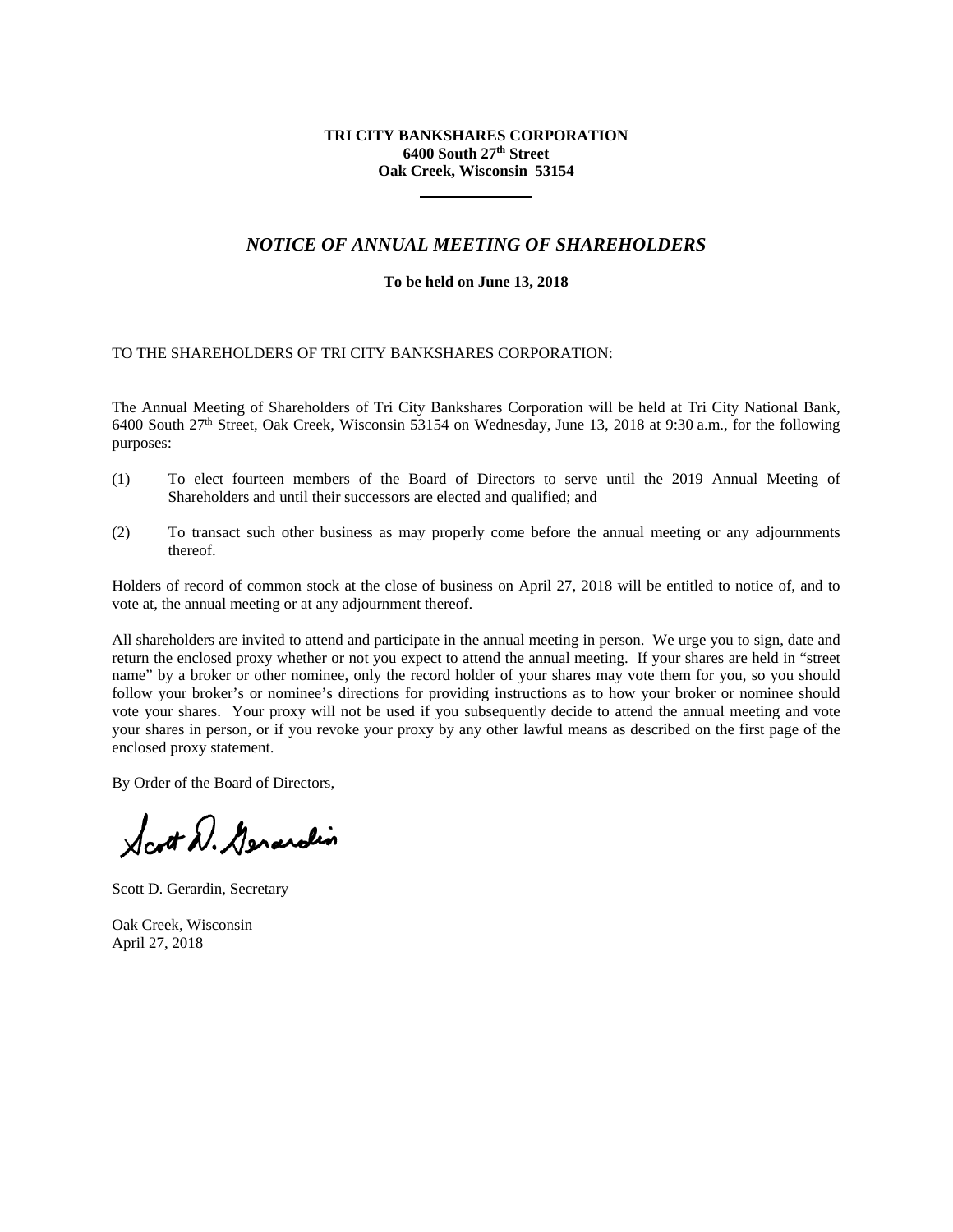**TRI CITY BANKSHARES CORPORATION**
**6400 South 27th Street**
**Oak Creek, Wisconsin 53154**

---

## *NOTICE OF ANNUAL MEETING OF SHAREHOLDERS*

**To be held on June 13, 2018**

TO THE SHAREHOLDERS OF TRI CITY BANKSHARES CORPORATION:

The Annual Meeting of Shareholders of Tri City Bankshares Corporation will be held at Tri City National Bank, 6400 South 27th Street, Oak Creek, Wisconsin 53154 on Wednesday, June 13, 2018 at 9:30 a.m., for the following purposes:

(1) To elect fourteen members of the Board of Directors to serve until the 2019 Annual Meeting of Shareholders and until their successors are elected and qualified; and

(2) To transact such other business as may properly come before the annual meeting or any adjournments thereof.

Holders of record of common stock at the close of business on April 27, 2018 will be entitled to notice of, and to vote at, the annual meeting or at any adjournment thereof.

All shareholders are invited to attend and participate in the annual meeting in person. We urge you to sign, date and return the enclosed proxy whether or not you expect to attend the annual meeting. If your shares are held in "street name" by a broker or other nominee, only the record holder of your shares may vote them for you, so you should follow your broker's or nominee's directions for providing instructions as to how your broker or nominee should vote your shares. Your proxy will not be used if you subsequently decide to attend the annual meeting and vote your shares in person, or if you revoke your proxy by any other lawful means as described on the first page of the enclosed proxy statement.

By Order of the Board of Directors,

Scott D. Gerardin

Scott D. Gerardin, Secretary

Oak Creek, Wisconsin
April 27, 2018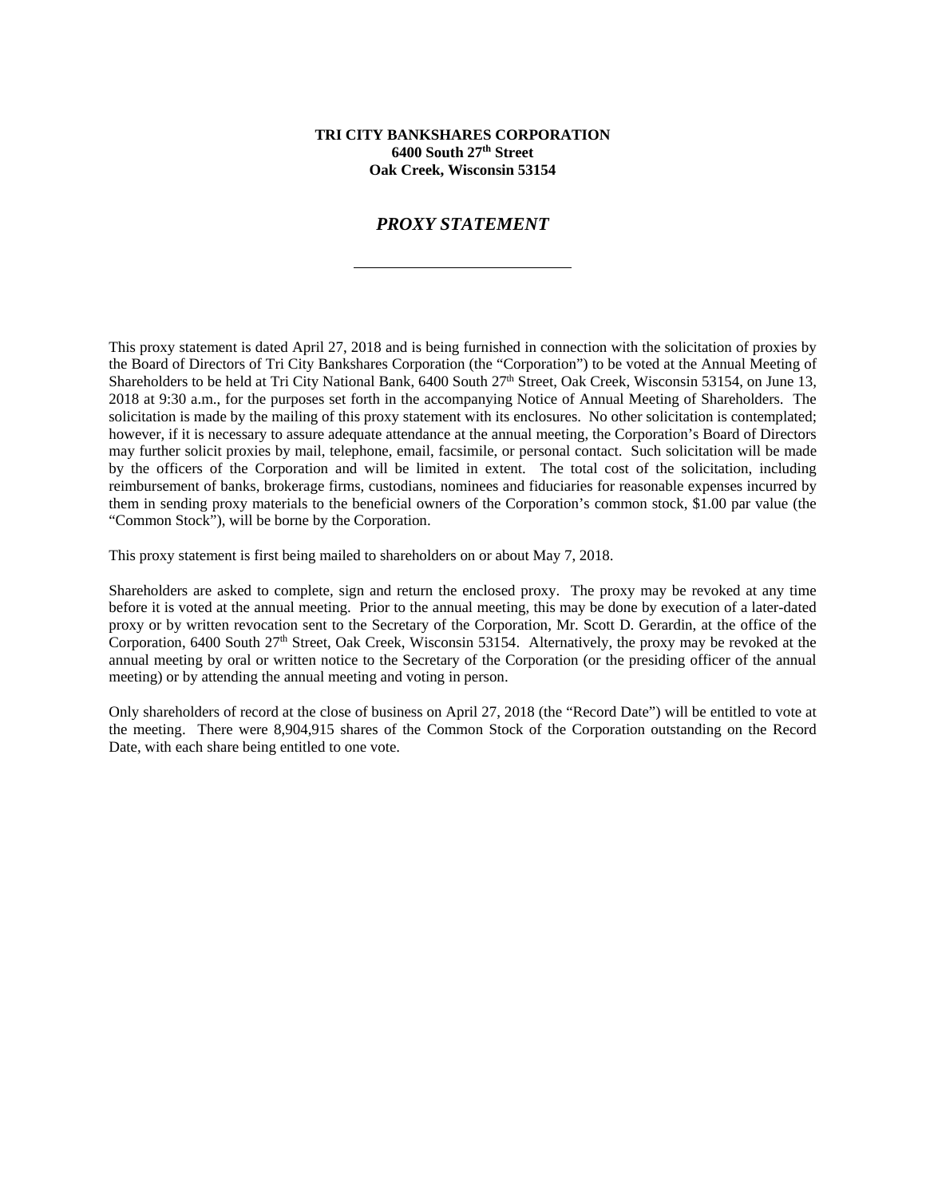**TRI CITY BANKSHARES CORPORATION**
**6400 South 27th Street**
**Oak Creek, Wisconsin 53154**

## ***PROXY STATEMENT***

---

This proxy statement is dated April 27, 2018 and is being furnished in connection with the solicitation of proxies by the Board of Directors of Tri City Bankshares Corporation (the "Corporation") to be voted at the Annual Meeting of Shareholders to be held at Tri City National Bank, 6400 South 27th Street, Oak Creek, Wisconsin 53154, on June 13, 2018 at 9:30 a.m., for the purposes set forth in the accompanying Notice of Annual Meeting of Shareholders. The solicitation is made by the mailing of this proxy statement with its enclosures. No other solicitation is contemplated; however, if it is necessary to assure adequate attendance at the annual meeting, the Corporation's Board of Directors may further solicit proxies by mail, telephone, email, facsimile, or personal contact. Such solicitation will be made by the officers of the Corporation and will be limited in extent. The total cost of the solicitation, including reimbursement of banks, brokerage firms, custodians, nominees and fiduciaries for reasonable expenses incurred by them in sending proxy materials to the beneficial owners of the Corporation's common stock, $1.00 par value (the "Common Stock"), will be borne by the Corporation.

This proxy statement is first being mailed to shareholders on or about May 7, 2018.

Shareholders are asked to complete, sign and return the enclosed proxy. The proxy may be revoked at any time before it is voted at the annual meeting. Prior to the annual meeting, this may be done by execution of a later-dated proxy or by written revocation sent to the Secretary of the Corporation, Mr. Scott D. Gerardin, at the office of the Corporation, 6400 South 27th Street, Oak Creek, Wisconsin 53154. Alternatively, the proxy may be revoked at the annual meeting by oral or written notice to the Secretary of the Corporation (or the presiding officer of the annual meeting) or by attending the annual meeting and voting in person.

Only shareholders of record at the close of business on April 27, 2018 (the "Record Date") will be entitled to vote at the meeting. There were 8,904,915 shares of the Common Stock of the Corporation outstanding on the Record Date, with each share being entitled to one vote.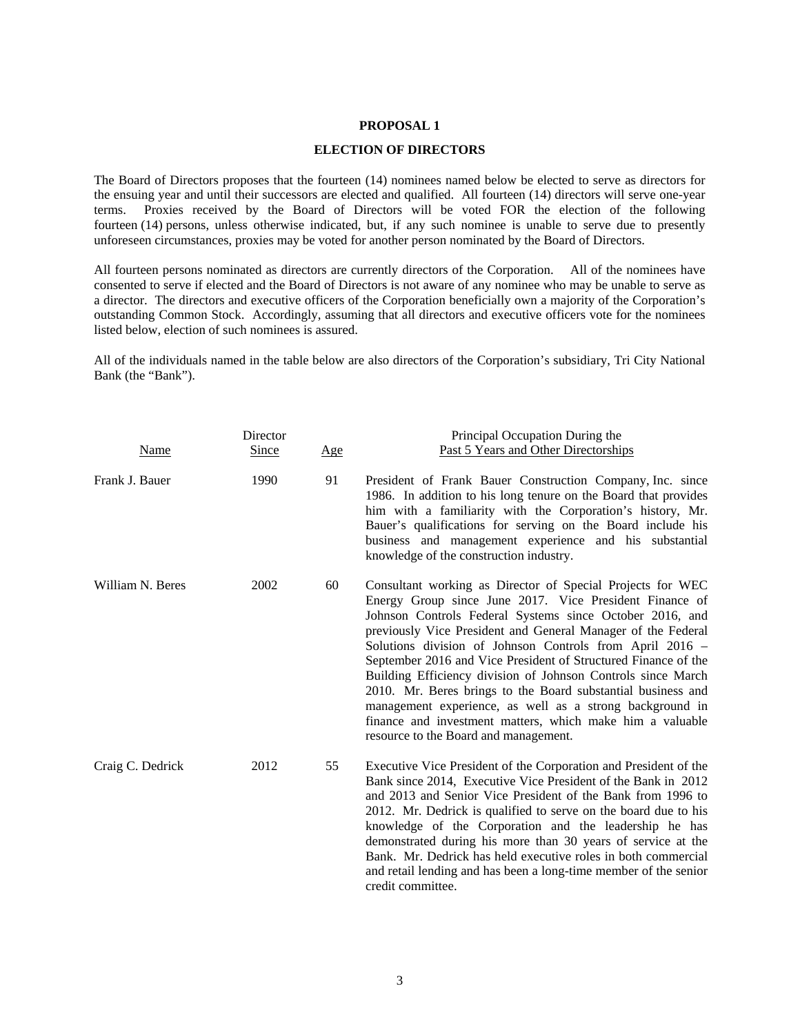## PROPOSAL 1

## ELECTION OF DIRECTORS

The Board of Directors proposes that the fourteen (14) nominees named below be elected to serve as directors for the ensuing year and until their successors are elected and qualified. All fourteen (14) directors will serve one-year terms. Proxies received by the Board of Directors will be voted FOR the election of the following fourteen (14) persons, unless otherwise indicated, but, if any such nominee is unable to serve due to presently unforeseen circumstances, proxies may be voted for another person nominated by the Board of Directors.

All fourteen persons nominated as directors are currently directors of the Corporation. All of the nominees have consented to serve if elected and the Board of Directors is not aware of any nominee who may be unable to serve as a director. The directors and executive officers of the Corporation beneficially own a majority of the Corporation's outstanding Common Stock. Accordingly, assuming that all directors and executive officers vote for the nominees listed below, election of such nominees is assured.

All of the individuals named in the table below are also directors of the Corporation's subsidiary, Tri City National Bank (the "Bank").

| Name | Director Since | Age | Principal Occupation During the Past 5 Years and Other Directorships |
|---|---|---|---|
| Frank J. Bauer | 1990 | 91 | President of Frank Bauer Construction Company, Inc. since 1986. In addition to his long tenure on the Board that provides him with a familiarity with the Corporation's history, Mr. Bauer's qualifications for serving on the Board include his business and management experience and his substantial knowledge of the construction industry. |
| William N. Beres | 2002 | 60 | Consultant working as Director of Special Projects for WEC Energy Group since June 2017. Vice President Finance of Johnson Controls Federal Systems since October 2016, and previously Vice President and General Manager of the Federal Solutions division of Johnson Controls from April 2016 – September 2016 and Vice President of Structured Finance of the Building Efficiency division of Johnson Controls since March 2010. Mr. Beres brings to the Board substantial business and management experience, as well as a strong background in finance and investment matters, which make him a valuable resource to the Board and management. |
| Craig C. Dedrick | 2012 | 55 | Executive Vice President of the Corporation and President of the Bank since 2014, Executive Vice President of the Bank in 2012 and 2013 and Senior Vice President of the Bank from 1996 to 2012. Mr. Dedrick is qualified to serve on the board due to his knowledge of the Corporation and the leadership he has demonstrated during his more than 30 years of service at the Bank. Mr. Dedrick has held executive roles in both commercial and retail lending and has been a long-time member of the senior credit committee. |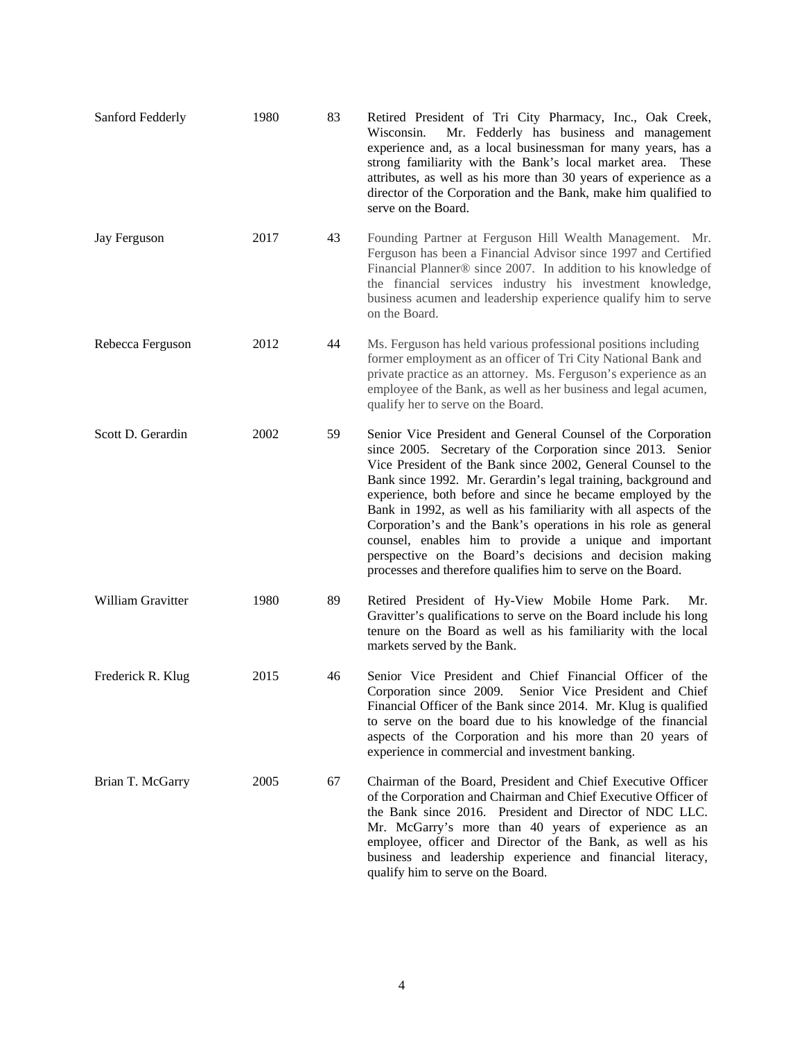| | | | |
|---|---|---|---|
| Sanford Fedderly | 1980 | 83 | Retired President of Tri City Pharmacy, Inc., Oak Creek, Wisconsin. Mr. Fedderly has business and management experience and, as a local businessman for many years, has a strong familiarity with the Bank's local market area. These attributes, as well as his more than 30 years of experience as a director of the Corporation and the Bank, make him qualified to serve on the Board. |
| Jay Ferguson | 2017 | 43 | Founding Partner at Ferguson Hill Wealth Management. Mr. Ferguson has been a Financial Advisor since 1997 and Certified Financial Planner® since 2007. In addition to his knowledge of the financial services industry his investment knowledge, business acumen and leadership experience qualify him to serve on the Board. |
| Rebecca Ferguson | 2012 | 44 | Ms. Ferguson has held various professional positions including former employment as an officer of Tri City National Bank and private practice as an attorney. Ms. Ferguson's experience as an employee of the Bank, as well as her business and legal acumen, qualify her to serve on the Board. |
| Scott D. Gerardin | 2002 | 59 | Senior Vice President and General Counsel of the Corporation since 2005. Secretary of the Corporation since 2013. Senior Vice President of the Bank since 2002, General Counsel to the Bank since 1992. Mr. Gerardin's legal training, background and experience, both before and since he became employed by the Bank in 1992, as well as his familiarity with all aspects of the Corporation's and the Bank's operations in his role as general counsel, enables him to provide a unique and important perspective on the Board's decisions and decision making processes and therefore qualifies him to serve on the Board. |
| William Gravitter | 1980 | 89 | Retired President of Hy-View Mobile Home Park. Mr. Gravitter's qualifications to serve on the Board include his long tenure on the Board as well as his familiarity with the local markets served by the Bank. |
| Frederick R. Klug | 2015 | 46 | Senior Vice President and Chief Financial Officer of the Corporation since 2009. Senior Vice President and Chief Financial Officer of the Bank since 2014. Mr. Klug is qualified to serve on the board due to his knowledge of the financial aspects of the Corporation and his more than 20 years of experience in commercial and investment banking. |
| Brian T. McGarry | 2005 | 67 | Chairman of the Board, President and Chief Executive Officer of the Corporation and Chairman and Chief Executive Officer of the Bank since 2016. President and Director of NDC LLC. Mr. McGarry's more than 40 years of experience as an employee, officer and Director of the Bank, as well as his business and leadership experience and financial literacy, qualify him to serve on the Board. |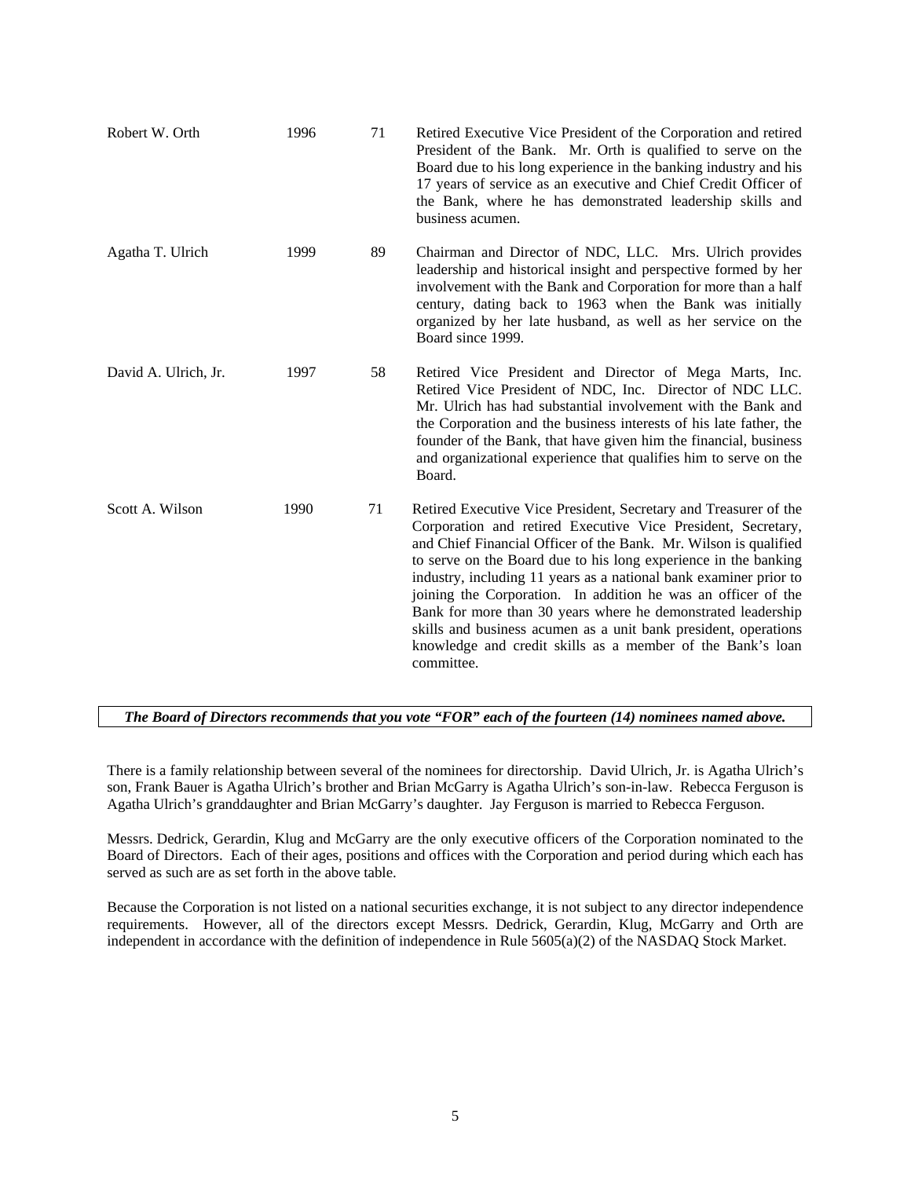| | | | |
|---|---|---|---|
| Robert W. Orth | 1996 | 71 | Retired Executive Vice President of the Corporation and retired President of the Bank. Mr. Orth is qualified to serve on the Board due to his long experience in the banking industry and his 17 years of service as an executive and Chief Credit Officer of the Bank, where he has demonstrated leadership skills and business acumen. |
| Agatha T. Ulrich | 1999 | 89 | Chairman and Director of NDC, LLC. Mrs. Ulrich provides leadership and historical insight and perspective formed by her involvement with the Bank and Corporation for more than a half century, dating back to 1963 when the Bank was initially organized by her late husband, as well as her service on the Board since 1999. |
| David A. Ulrich, Jr. | 1997 | 58 | Retired Vice President and Director of Mega Marts, Inc. Retired Vice President of NDC, Inc. Director of NDC LLC. Mr. Ulrich has had substantial involvement with the Bank and the Corporation and the business interests of his late father, the founder of the Bank, that have given him the financial, business and organizational experience that qualifies him to serve on the Board. |
| Scott A. Wilson | 1990 | 71 | Retired Executive Vice President, Secretary and Treasurer of the Corporation and retired Executive Vice President, Secretary, and Chief Financial Officer of the Bank. Mr. Wilson is qualified to serve on the Board due to his long experience in the banking industry, including 11 years as a national bank examiner prior to joining the Corporation. In addition he was an officer of the Bank for more than 30 years where he demonstrated leadership skills and business acumen as a unit bank president, operations knowledge and credit skills as a member of the Bank's loan committee. |

***The Board of Directors recommends that you vote "FOR" each of the fourteen (14) nominees named above.***

There is a family relationship between several of the nominees for directorship. David Ulrich, Jr. is Agatha Ulrich's son, Frank Bauer is Agatha Ulrich's brother and Brian McGarry is Agatha Ulrich's son-in-law. Rebecca Ferguson is Agatha Ulrich's granddaughter and Brian McGarry's daughter. Jay Ferguson is married to Rebecca Ferguson.

Messrs. Dedrick, Gerardin, Klug and McGarry are the only executive officers of the Corporation nominated to the Board of Directors. Each of their ages, positions and offices with the Corporation and period during which each has served as such are as set forth in the above table.

Because the Corporation is not listed on a national securities exchange, it is not subject to any director independence requirements. However, all of the directors except Messrs. Dedrick, Gerardin, Klug, McGarry and Orth are independent in accordance with the definition of independence in Rule 5605(a)(2) of the NASDAQ Stock Market.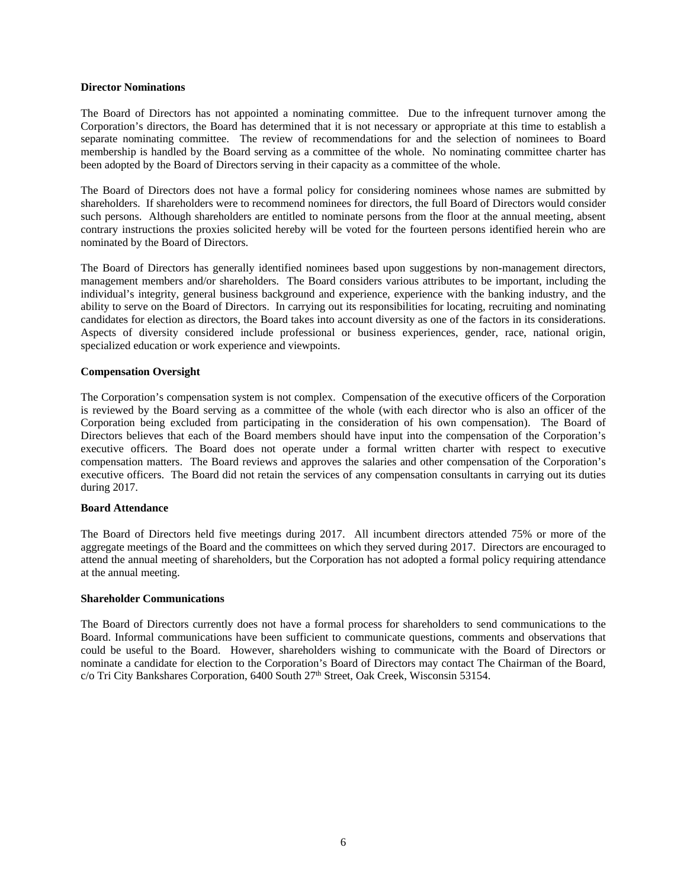**Director Nominations**

The Board of Directors has not appointed a nominating committee. Due to the infrequent turnover among the Corporation's directors, the Board has determined that it is not necessary or appropriate at this time to establish a separate nominating committee. The review of recommendations for and the selection of nominees to Board membership is handled by the Board serving as a committee of the whole. No nominating committee charter has been adopted by the Board of Directors serving in their capacity as a committee of the whole.

The Board of Directors does not have a formal policy for considering nominees whose names are submitted by shareholders. If shareholders were to recommend nominees for directors, the full Board of Directors would consider such persons. Although shareholders are entitled to nominate persons from the floor at the annual meeting, absent contrary instructions the proxies solicited hereby will be voted for the fourteen persons identified herein who are nominated by the Board of Directors.

The Board of Directors has generally identified nominees based upon suggestions by non-management directors, management members and/or shareholders. The Board considers various attributes to be important, including the individual's integrity, general business background and experience, experience with the banking industry, and the ability to serve on the Board of Directors. In carrying out its responsibilities for locating, recruiting and nominating candidates for election as directors, the Board takes into account diversity as one of the factors in its considerations. Aspects of diversity considered include professional or business experiences, gender, race, national origin, specialized education or work experience and viewpoints.

**Compensation Oversight**

The Corporation's compensation system is not complex. Compensation of the executive officers of the Corporation is reviewed by the Board serving as a committee of the whole (with each director who is also an officer of the Corporation being excluded from participating in the consideration of his own compensation). The Board of Directors believes that each of the Board members should have input into the compensation of the Corporation's executive officers. The Board does not operate under a formal written charter with respect to executive compensation matters. The Board reviews and approves the salaries and other compensation of the Corporation's executive officers. The Board did not retain the services of any compensation consultants in carrying out its duties during 2017.

**Board Attendance**

The Board of Directors held five meetings during 2017. All incumbent directors attended 75% or more of the aggregate meetings of the Board and the committees on which they served during 2017. Directors are encouraged to attend the annual meeting of shareholders, but the Corporation has not adopted a formal policy requiring attendance at the annual meeting.

**Shareholder Communications**

The Board of Directors currently does not have a formal process for shareholders to send communications to the Board. Informal communications have been sufficient to communicate questions, comments and observations that could be useful to the Board. However, shareholders wishing to communicate with the Board of Directors or nominate a candidate for election to the Corporation's Board of Directors may contact The Chairman of the Board, c/o Tri City Bankshares Corporation, 6400 South 27th Street, Oak Creek, Wisconsin 53154.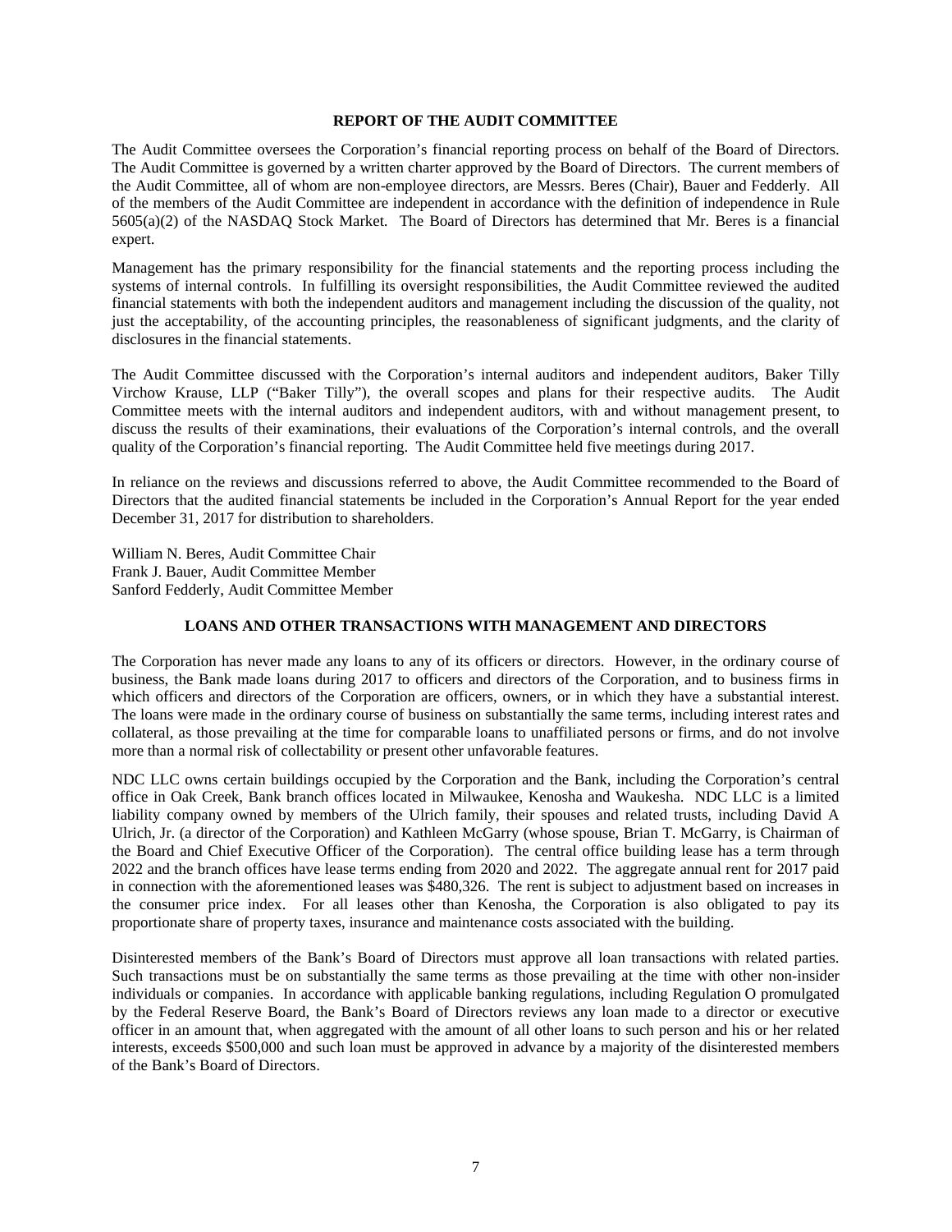## REPORT OF THE AUDIT COMMITTEE

The Audit Committee oversees the Corporation's financial reporting process on behalf of the Board of Directors. The Audit Committee is governed by a written charter approved by the Board of Directors. The current members of the Audit Committee, all of whom are non-employee directors, are Messrs. Beres (Chair), Bauer and Fedderly. All of the members of the Audit Committee are independent in accordance with the definition of independence in Rule 5605(a)(2) of the NASDAQ Stock Market. The Board of Directors has determined that Mr. Beres is a financial expert.

Management has the primary responsibility for the financial statements and the reporting process including the systems of internal controls. In fulfilling its oversight responsibilities, the Audit Committee reviewed the audited financial statements with both the independent auditors and management including the discussion of the quality, not just the acceptability, of the accounting principles, the reasonableness of significant judgments, and the clarity of disclosures in the financial statements.

The Audit Committee discussed with the Corporation's internal auditors and independent auditors, Baker Tilly Virchow Krause, LLP ("Baker Tilly"), the overall scopes and plans for their respective audits. The Audit Committee meets with the internal auditors and independent auditors, with and without management present, to discuss the results of their examinations, their evaluations of the Corporation's internal controls, and the overall quality of the Corporation's financial reporting. The Audit Committee held five meetings during 2017.

In reliance on the reviews and discussions referred to above, the Audit Committee recommended to the Board of Directors that the audited financial statements be included in the Corporation's Annual Report for the year ended December 31, 2017 for distribution to shareholders.

William N. Beres, Audit Committee Chair
Frank J. Bauer, Audit Committee Member
Sanford Fedderly, Audit Committee Member

## LOANS AND OTHER TRANSACTIONS WITH MANAGEMENT AND DIRECTORS

The Corporation has never made any loans to any of its officers or directors. However, in the ordinary course of business, the Bank made loans during 2017 to officers and directors of the Corporation, and to business firms in which officers and directors of the Corporation are officers, owners, or in which they have a substantial interest. The loans were made in the ordinary course of business on substantially the same terms, including interest rates and collateral, as those prevailing at the time for comparable loans to unaffiliated persons or firms, and do not involve more than a normal risk of collectability or present other unfavorable features.

NDC LLC owns certain buildings occupied by the Corporation and the Bank, including the Corporation's central office in Oak Creek, Bank branch offices located in Milwaukee, Kenosha and Waukesha. NDC LLC is a limited liability company owned by members of the Ulrich family, their spouses and related trusts, including David A Ulrich, Jr. (a director of the Corporation) and Kathleen McGarry (whose spouse, Brian T. McGarry, is Chairman of the Board and Chief Executive Officer of the Corporation). The central office building lease has a term through 2022 and the branch offices have lease terms ending from 2020 and 2022. The aggregate annual rent for 2017 paid in connection with the aforementioned leases was $480,326. The rent is subject to adjustment based on increases in the consumer price index. For all leases other than Kenosha, the Corporation is also obligated to pay its proportionate share of property taxes, insurance and maintenance costs associated with the building.

Disinterested members of the Bank's Board of Directors must approve all loan transactions with related parties. Such transactions must be on substantially the same terms as those prevailing at the time with other non-insider individuals or companies. In accordance with applicable banking regulations, including Regulation O promulgated by the Federal Reserve Board, the Bank's Board of Directors reviews any loan made to a director or executive officer in an amount that, when aggregated with the amount of all other loans to such person and his or her related interests, exceeds $500,000 and such loan must be approved in advance by a majority of the disinterested members of the Bank's Board of Directors.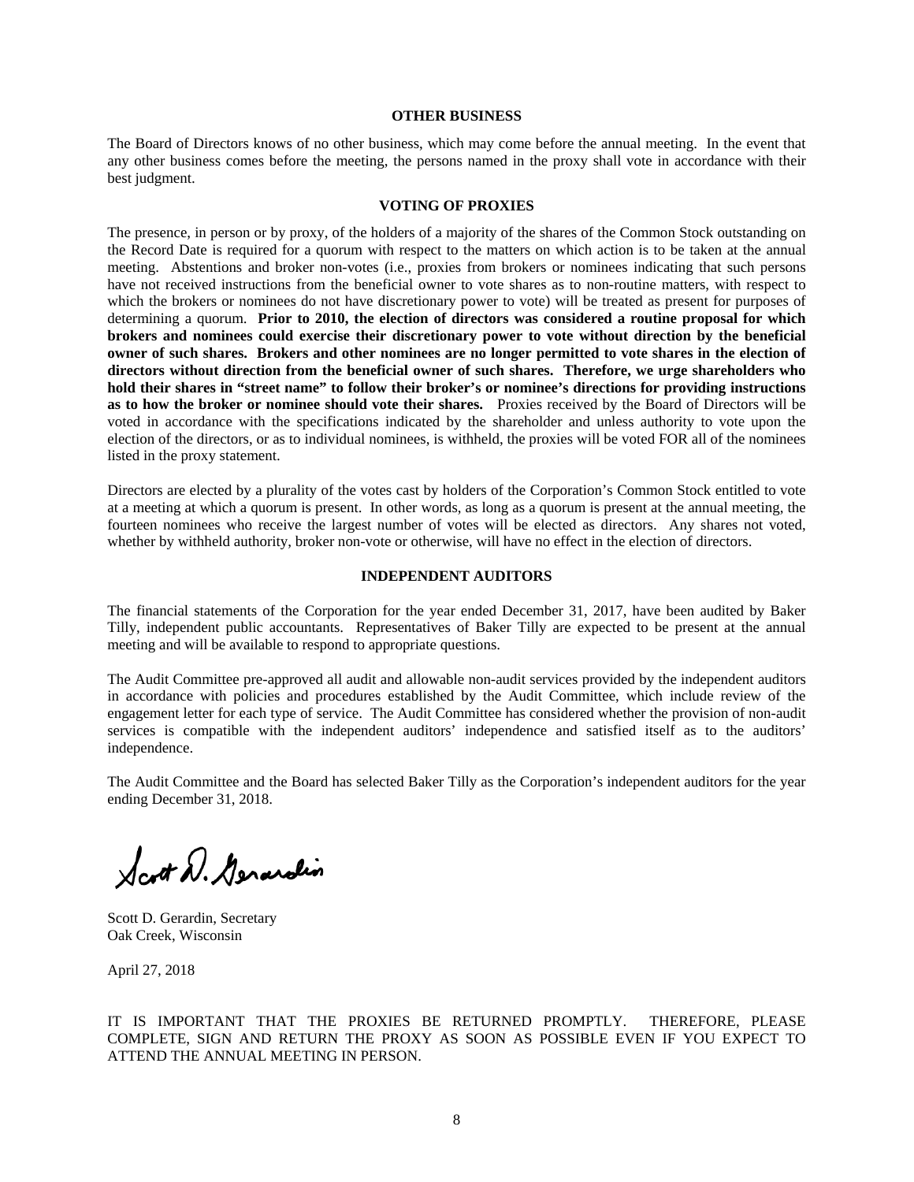## OTHER BUSINESS

The Board of Directors knows of no other business, which may come before the annual meeting. In the event that any other business comes before the meeting, the persons named in the proxy shall vote in accordance with their best judgment.

## VOTING OF PROXIES

The presence, in person or by proxy, of the holders of a majority of the shares of the Common Stock outstanding on the Record Date is required for a quorum with respect to the matters on which action is to be taken at the annual meeting. Abstentions and broker non-votes (i.e., proxies from brokers or nominees indicating that such persons have not received instructions from the beneficial owner to vote shares as to non-routine matters, with respect to which the brokers or nominees do not have discretionary power to vote) will be treated as present for purposes of determining a quorum. **Prior to 2010, the election of directors was considered a routine proposal for which brokers and nominees could exercise their discretionary power to vote without direction by the beneficial owner of such shares. Brokers and other nominees are no longer permitted to vote shares in the election of directors without direction from the beneficial owner of such shares. Therefore, we urge shareholders who hold their shares in "street name" to follow their broker's or nominee's directions for providing instructions as to how the broker or nominee should vote their shares.** Proxies received by the Board of Directors will be voted in accordance with the specifications indicated by the shareholder and unless authority to vote upon the election of the directors, or as to individual nominees, is withheld, the proxies will be voted FOR all of the nominees listed in the proxy statement.

Directors are elected by a plurality of the votes cast by holders of the Corporation's Common Stock entitled to vote at a meeting at which a quorum is present. In other words, as long as a quorum is present at the annual meeting, the fourteen nominees who receive the largest number of votes will be elected as directors. Any shares not voted, whether by withheld authority, broker non-vote or otherwise, will have no effect in the election of directors.

## INDEPENDENT AUDITORS

The financial statements of the Corporation for the year ended December 31, 2017, have been audited by Baker Tilly, independent public accountants. Representatives of Baker Tilly are expected to be present at the annual meeting and will be available to respond to appropriate questions.

The Audit Committee pre-approved all audit and allowable non-audit services provided by the independent auditors in accordance with policies and procedures established by the Audit Committee, which include review of the engagement letter for each type of service. The Audit Committee has considered whether the provision of non-audit services is compatible with the independent auditors' independence and satisfied itself as to the auditors' independence.

The Audit Committee and the Board has selected Baker Tilly as the Corporation's independent auditors for the year ending December 31, 2018.

Scott D. Gerardin, Secretary
Oak Creek, Wisconsin

April 27, 2018

IT IS IMPORTANT THAT THE PROXIES BE RETURNED PROMPTLY. THEREFORE, PLEASE COMPLETE, SIGN AND RETURN THE PROXY AS SOON AS POSSIBLE EVEN IF YOU EXPECT TO ATTEND THE ANNUAL MEETING IN PERSON.